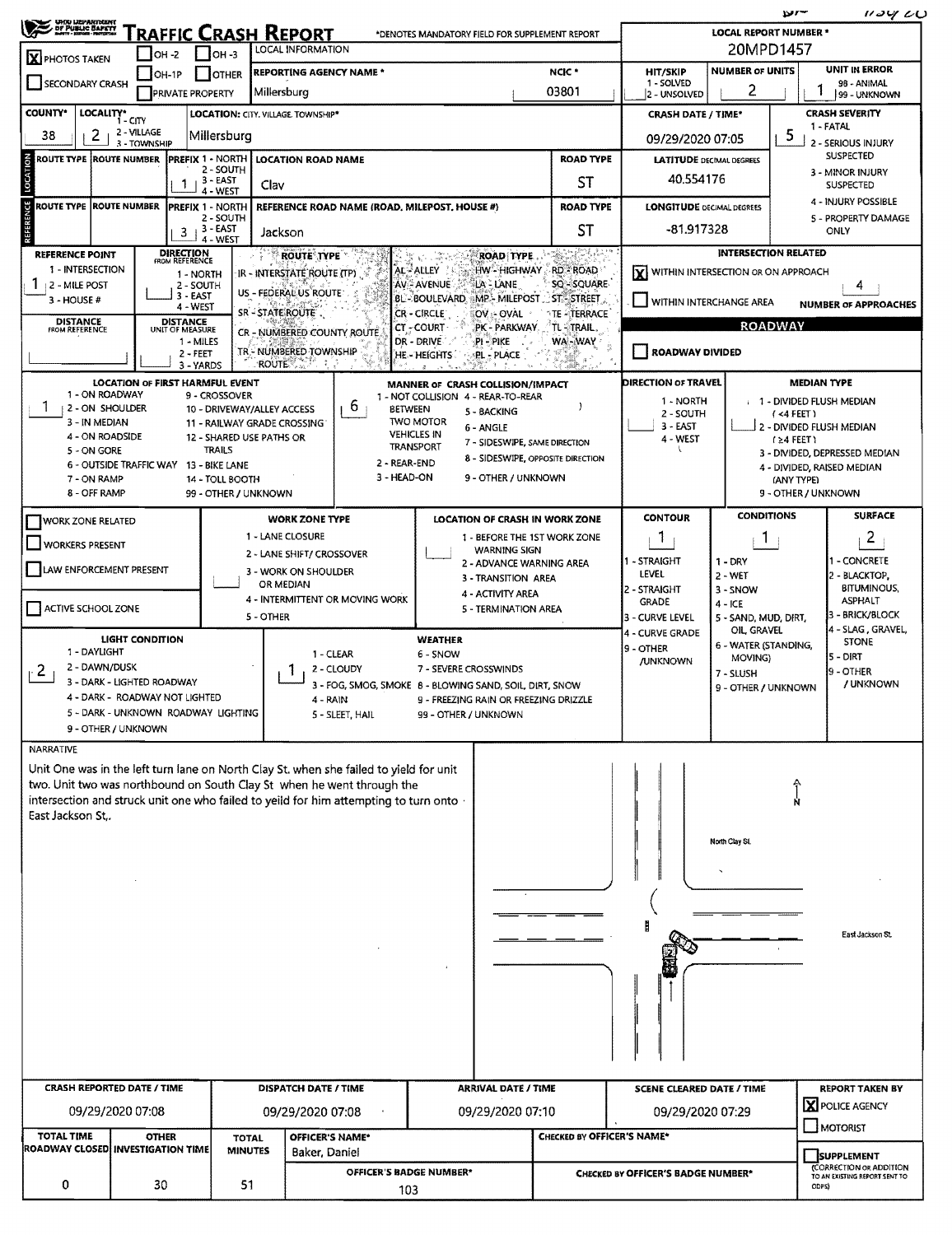# Traffic Crash Report

*DENOTES MANDATORY FIELD FOR SUPPLEMENT REPORT

LOCAL INFORMATION

| Field | Value |
|---|---|
| PHOTOS TAKEN | X |
| LOCAL REPORT NUMBER * | 20MPD1457 |
| REPORTING AGENCY NAME * | Millersburg |
| NCIC * | 03801 |
| HIT/SKIP (1 - SOLVED, 2 - UNSOLVED) | |
| NUMBER OF UNITS | 2 |
| UNIT IN ERROR (98 - ANIMAL, 99 - UNKNOWN) | 1 |
| COUNTY* | 38 |
| LOCALITY* (1 - CITY, 2 - VILLAGE, 3 - TOWNSHIP) | 2 |
| LOCATION: CITY, VILLAGE, TOWNSHIP* | Millersburg |
| CRASH DATE / TIME* | 09/29/2020 07:05 |
| CRASH SEVERITY (1 - FATAL, 2 - SERIOUS INJURY SUSPECTED, 3 - MINOR INJURY SUSPECTED, 4 - INJURY POSSIBLE, 5 - PROPERTY DAMAGE ONLY) | 5 |

## Location

| ROUTE TYPE | ROUTE NUMBER | PREFIX (1 - NORTH, 2 - SOUTH, 3 - EAST, 4 - WEST) | LOCATION ROAD NAME | ROAD TYPE | LATITUDE DECIMAL DEGREES |
|---|---|---|---|---|---|
| | | 1 | Clay | ST | 40.554176 |

## Reference

| ROUTE TYPE | ROUTE NUMBER | PREFIX (1 - NORTH, 2 - SOUTH, 3 - EAST, 4 - WEST) | REFERENCE ROAD NAME (ROAD, MILEPOST, HOUSE #) | ROAD TYPE | LONGITUDE DECIMAL DEGREES |
|---|---|---|---|---|---|
| | | 3 | Jackson | ST | -81.917328 |

REFERENCE POINT (1 - INTERSECTION, 2 - MILE POST, 3 - HOUSE #): 1

DIRECTION FROM REFERENCE (1 - NORTH, 2 - SOUTH, 3 - EAST, 4 - WEST):

DISTANCE FROM REFERENCE:

DISTANCE UNIT OF MEASURE (1 - MILES, 2 - FEET, 3 - YARDS):

ROUTE TYPE: IR - INTERSTATE ROUTE (TP), US - FEDERAL US ROUTE, SR - STATE ROUTE, CR - NUMBERED COUNTY ROUTE, TR - NUMBERED TOWNSHIP ROUTE

ROAD TYPE: AL - ALLEY, AV - AVENUE, BL - BOULEVARD, CR - CIRCLE, CT - COURT, DR - DRIVE, HE - HEIGHTS, HW - HIGHWAY, LA - LANE, MP - MILEPOST, OV - OVAL, PK - PARKWAY, PI - PIKE, PL - PLACE, RD - ROAD, SQ - SQUARE, ST - STREET, TE - TERRACE, TL - TRAIL, WA - WAY

## Intersection Related

- [X] WITHIN INTERSECTION OR ON APPROACH
- [ ] WITHIN INTERCHANGE AREA

NUMBER OF APPROACHES: 4

## Roadway

- [ ] ROADWAY DIVIDED

LOCATION OF FIRST HARMFUL EVENT: 1
(1 - ON ROADWAY, 2 - ON SHOULDER, 3 - IN MEDIAN, 4 - ON ROADSIDE, 5 - ON GORE, 6 - OUTSIDE TRAFFIC WAY, 7 - ON RAMP, 8 - OFF RAMP, 9 - CROSSOVER, 10 - DRIVEWAY/ALLEY ACCESS, 11 - RAILWAY GRADE CROSSING, 12 - SHARED USE PATHS OR TRAILS, 13 - BIKE LANE, 14 - TOLL BOOTH, 99 - OTHER / UNKNOWN)

MANNER OF CRASH COLLISION/IMPACT: 6
(1 - NOT COLLISION BETWEEN TWO MOTOR VEHICLES IN TRANSPORT, 2 - REAR-END, 3 - HEAD-ON, 4 - REAR-TO-REAR, 5 - BACKING, 6 - ANGLE, 7 - SIDESWIPE, SAME DIRECTION, 8 - SIDESWIPE, OPPOSITE DIRECTION, 9 - OTHER / UNKNOWN)

DIRECTION OF TRAVEL (1 - NORTH, 2 - SOUTH, 3 - EAST, 4 - WEST):

MEDIAN TYPE: (1 - DIVIDED FLUSH MEDIAN (<4 FEET), 2 - DIVIDED FLUSH MEDIAN (≥4 FEET), 3 - DIVIDED, DEPRESSED MEDIAN, 4 - DIVIDED, RAISED MEDIAN (ANY TYPE), 9 - OTHER / UNKNOWN)

## Work Zone

- [ ] WORK ZONE RELATED
- [ ] WORKERS PRESENT
- [ ] LAW ENFORCEMENT PRESENT
- [ ] ACTIVE SCHOOL ZONE

WORK ZONE TYPE: (1 - LANE CLOSURE, 2 - LANE SHIFT/ CROSSOVER, 3 - WORK ON SHOULDER OR MEDIAN, 4 - INTERMITTENT OR MOVING WORK, 5 - OTHER)

LOCATION OF CRASH IN WORK ZONE: (1 - BEFORE THE 1ST WORK ZONE WARNING SIGN, 2 - ADVANCE WARNING AREA, 3 - TRANSITION AREA, 4 - ACTIVITY AREA, 5 - TERMINATION AREA)

| CONTOUR | CONDITIONS | SURFACE |
|---|---|---|
| 1 | 1 | 2 |

CONTOUR: 1 - STRAIGHT LEVEL, 2 - STRAIGHT GRADE, 3 - CURVE LEVEL, 4 - CURVE GRADE, 9 - OTHER /UNKNOWN

CONDITIONS: 1 - DRY, 2 - WET, 3 - SNOW, 4 - ICE, 5 - SAND, MUD, DIRT, OIL, GRAVEL, 6 - WATER (STANDING, MOVING), 7 - SLUSH, 9 - OTHER / UNKNOWN

SURFACE: 1 - CONCRETE, 2 - BLACKTOP, BITUMINOUS, ASPHALT, 3 - BRICK/BLOCK, 4 - SLAG, GRAVEL, STONE, 5 - DIRT, 9 - OTHER / UNKNOWN

LIGHT CONDITION: 2
(1 - DAYLIGHT, 2 - DAWN/DUSK, 3 - DARK - LIGHTED ROADWAY, 4 - DARK - ROADWAY NOT LIGHTED, 5 - DARK - UNKNOWN ROADWAY LIGHTING, 9 - OTHER / UNKNOWN)

WEATHER: 1
(1 - CLEAR, 2 - CLOUDY, 3 - FOG, SMOG, SMOKE, 4 - RAIN, 5 - SLEET, HAIL, 6 - SNOW, 7 - SEVERE CROSSWINDS, 8 - BLOWING SAND, SOIL, DIRT, SNOW, 9 - FREEZING RAIN OR FREEZING DRIZZLE, 99 - OTHER / UNKNOWN)

## Narrative

Unit One was in the left turn lane on North Clay St. when she failed to yield for unit two. Unit two was northbound on South Clay St when he went through the intersection and struck unit one who failed to yeild for him attempting to turn onto East Jackson St,.

Diagram labels: North Clay St. — East Jackson St. — N

| CRASH REPORTED DATE / TIME | DISPATCH DATE / TIME | ARRIVAL DATE / TIME | SCENE CLEARED DATE / TIME | REPORT TAKEN BY |
|---|---|---|---|---|
| 09/29/2020 07:08 | 09/29/2020 07:08 | 09/29/2020 07:10 | 09/29/2020 07:29 | [X] POLICE AGENCY [ ] MOTORIST |

| TOTAL TIME ROADWAY CLOSED | OTHER INVESTIGATION TIME | TOTAL MINUTES | OFFICER'S NAME* | CHECKED BY OFFICER'S NAME* |
|---|---|---|---|---|
| 0 | 30 | 51 | Baker, Daniel | |

| OFFICER'S BADGE NUMBER* | CHECKED BY OFFICER'S BADGE NUMBER* |
|---|---|
| 103 | |

- [ ] SUPPLEMENT (CORRECTION OR ADDITION TO AN EXISTING REPORT SENT TO ODPS)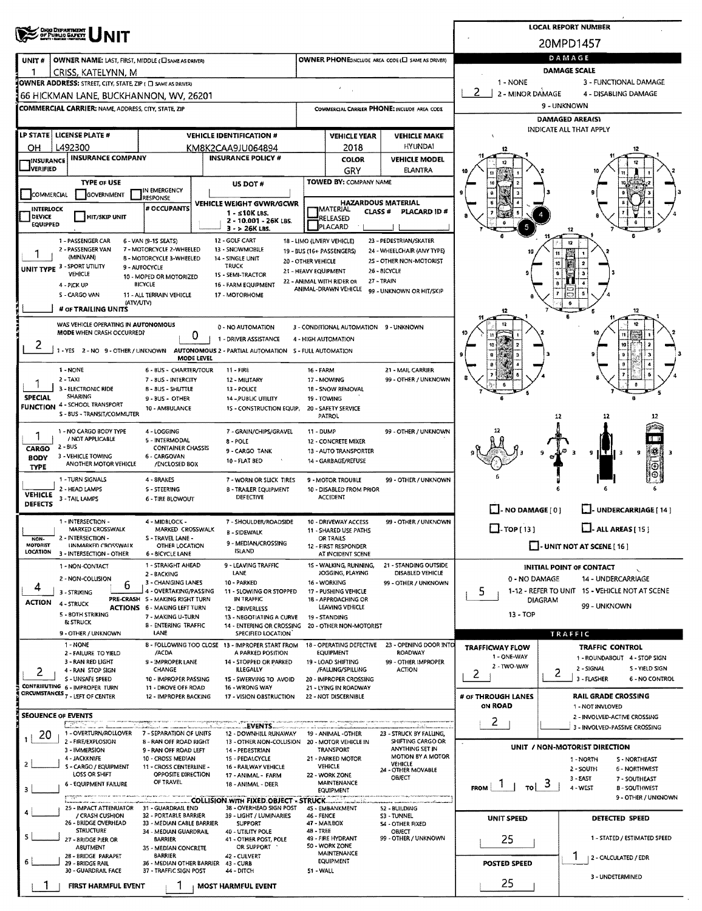# OHIO DEPARTMENT OF PUBLIC SAFETY — UNIT

**LOCAL REPORT NUMBER:** 20MPD1457

| UNIT # | OWNER NAME: LAST, FIRST, MIDDLE (☐ SAME AS DRIVER) | OWNER PHONE: INCLUDE AREA CODE (☐ SAME AS DRIVER) |
|---|---|---|
| 1 | CRISS, KATELYNN, M | |

**OWNER ADDRESS:** STREET, CITY, STATE, ZIP (☐ SAME AS DRIVER)
66 HICKMAN LANE, BUCKHANNON, WV, 26201

**COMMERCIAL CARRIER:** NAME, ADDRESS, CITY, STATE, ZIP — **COMMERCIAL CARRIER PHONE:** INCLUDE AREA CODE

| LP STATE | LICENSE PLATE # | VEHICLE IDENTIFICATION # | VEHICLE YEAR | VEHICLE MAKE |
|---|---|---|---|---|
| OH | L492300 | KM8K2CAA9JU064894 | 2018 | HYUNDAI |

| INSURANCE VERIFIED | INSURANCE COMPANY | INSURANCE POLICY # | COLOR | VEHICLE MODEL |
|---|---|---|---|---|
| ☐ | | | GRY | ELANTRA |

**TYPE OF USE:** ☐ COMMERCIAL ☐ GOVERNMENT ☐ IN EMERGENCY RESPONSE

**US DOT #:**

**TOWED BY:** COMPANY NAME

☐ INTERLOCK DEVICE EQUIPPED ☐ HIT/SKIP UNIT

**# OCCUPANTS:**

**VEHICLE WEIGHT GVWR/GCWR:** 1 - ≤10K LBS. 2 - 10,001 - 26K LBS. 3 - > 26K LBS.

**HAZARDOUS MATERIAL:** ☐ MATERIAL RELEASED ☐ PLACARD — CLASS # — PLACARD ID #

**UNIT TYPE:** 1
1 - PASSENGER CAR, 2 - PASSENGER VAN (MINIVAN), 3 - SPORT UTILITY VEHICLE, 4 - PICK UP, 5 - CARGO VAN, 6 - VAN (9-15 SEATS), 7 - MOTORCYCLE 2-WHEELED, 8 - MOTORCYCLE 3-WHEELED, 9 - AUTOCYCLE, 10 - MOPED OR MOTORIZED BICYCLE, 11 - ALL TERRAIN VEHICLE (ATV/UTV), 12 - GOLF CART, 13 - SNOWMOBILE, 14 - SINGLE UNIT TRUCK, 15 - SEMI-TRACTOR, 16 - FARM EQUIPMENT, 17 - MOTORHOME, 18 - LIMO (LIVERY VEHICLE), 19 - BUS (16+ PASSENGERS), 20 - OTHER VEHICLE, 21 - HEAVY EQUIPMENT, 22 - ANIMAL WITH RIDER OR ANIMAL-DRAWN VEHICLE, 23 - PEDESTRIAN/SKATER, 24 - WHEELCHAIR (ANY TYPE), 25 - OTHER NON-MOTORIST, 26 - BICYCLE, 27 - TRAIN, 99 - UNKNOWN OR HIT/SKIP

**# OF TRAILING UNITS:**

**WAS VEHICLE OPERATING IN AUTONOMOUS MODE WHEN CRASH OCCURRED?** 2
1 - YES 2 - NO 9 - OTHER / UNKNOWN

**AUTONOMOUS MODE LEVEL:** 0
0 - NO AUTOMATION, 1 - DRIVER ASSISTANCE, 2 - PARTIAL AUTOMATION, 3 - CONDITIONAL AUTOMATION, 4 - HIGH AUTOMATION, 5 - FULL AUTOMATION, 9 - UNKNOWN

**SPECIAL FUNCTION:** 1
1 - NONE, 2 - TAXI, 3 - ELECTRONIC RIDE SHARING, 4 - SCHOOL TRANSPORT, 5 - BUS - TRANSIT/COMMUTER, 6 - BUS - CHARTER/TOUR, 7 - BUS - INTERCITY, 8 - BUS - SHUTTLE, 9 - BUS - OTHER, 10 - AMBULANCE, 11 - FIRE, 12 - MILITARY, 13 - POLICE, 14 - PUBLIC UTILITY, 15 - CONSTRUCTION EQUIP., 16 - FARM, 17 - MOWING, 18 - SNOW REMOVAL, 19 - TOWING, 20 - SAFETY SERVICE PATROL, 21 - MAIL CARRIER, 99 - OTHER / UNKNOWN

**CARGO BODY TYPE:** 1
1 - NO CARGO BODY TYPE / NOT APPLICABLE, 2 - BUS, 3 - VEHICLE TOWING ANOTHER MOTOR VEHICLE, 4 - LOGGING, 5 - INTERMODAL CONTAINER CHASSIS, 6 - CARGOVAN /ENCLOSED BOX, 7 - GRAIN/CHIPS/GRAVEL, 8 - POLE, 9 - CARGO TANK, 10 - FLAT BED, 11 - DUMP, 12 - CONCRETE MIXER, 13 - AUTO TRANSPORTER, 14 - GARBAGE/REFUSE, 99 - OTHER / UNKNOWN

**VEHICLE DEFECTS:**
1 - TURN SIGNALS, 2 - HEAD LAMPS, 3 - TAIL LAMPS, 4 - BRAKES, 5 - STEERING, 6 - TIRE BLOWOUT, 7 - WORN OR SLICK TIRES, 8 - TRAILER EQUIPMENT DEFECTIVE, 9 - MOTOR TROUBLE, 10 - DISABLED FROM PRIOR ACCIDENT, 99 - OTHER / UNKNOWN

**NON-MOTORIST LOCATION:**
1 - INTERSECTION - MARKED CROSSWALK, 2 - INTERSECTION - UNMARKED CROSSWALK, 3 - INTERSECTION - OTHER, 4 - MIDBLOCK - MARKED CROSSWALK, 5 - TRAVEL LANE - OTHER LOCATION, 6 - BICYCLE LANE, 7 - SHOULDER/ROADSIDE, 8 - SIDEWALK, 9 - MEDIAN/CROSSING ISLAND, 10 - DRIVEWAY ACCESS, 11 - SHARED USE PATHS OR TRAILS, 12 - FIRST RESPONDER AT INCIDENT SCENE, 99 - OTHER / UNKNOWN

**ACTION:** 4 — **PRE-CRASH ACTIONS:** 6
ACTION: 1 - NON-CONTACT, 2 - NON-COLLISION, 3 - STRIKING, 4 - STRUCK, 5 - BOTH STRIKING & STRUCK, 9 - OTHER / UNKNOWN
PRE-CRASH ACTIONS: 1 - STRAIGHT AHEAD, 2 - BACKING, 3 - CHANGING LANES, 4 - OVERTAKING/PASSING, 5 - MAKING RIGHT TURN, 6 - MAKING LEFT TURN, 7 - MAKING U-TURN, 8 - ENTERING TRAFFIC LANE, 9 - LEAVING TRAFFIC LANE, 10 - PARKED, 11 - SLOWING OR STOPPED IN TRAFFIC, 12 - DRIVERLESS, 13 - NEGOTIATING A CURVE, 14 - ENTERING OR CROSSING SPECIFIED LOCATION, 15 - WALKING, RUNNING, JOGGING, PLAYING, 16 - WORKING, 17 - PUSHING VEHICLE, 18 - APPROACHING OR LEAVING VEHICLE, 19 - STANDING, 20 - OTHER NON-MOTORIST, 21 - STANDING OUTSIDE DISABLED VEHICLE, 99 - OTHER / UNKNOWN

**CONTRIBUTING CIRCUMSTANCES:** 2
1 - NONE, 2 - FAILURE TO YIELD, 3 - RAN RED LIGHT, 4 - RAN STOP SIGN, 5 - UNSAFE SPEED, 6 - IMPROPER TURN, 7 - LEFT OF CENTER, 8 - FOLLOWING TOO CLOSE /ACDA, 9 - IMPROPER LANE CHANGE, 10 - IMPROPER PASSING, 11 - DROVE OFF ROAD, 12 - IMPROPER BACKING, 13 - IMPROPER START FROM A PARKED POSITION, 14 - STOPPED OR PARKED ILLEGALLY, 15 - SWERVING TO AVOID, 16 - WRONG WAY, 17 - VISION OBSTRUCTION, 18 - OPERATING DEFECTIVE EQUIPMENT, 19 - LOAD SHIFTING /FALLING/SPILLING, 20 - IMPROPER CROSSING, 21 - LYING IN ROADWAY, 22 - NOT DISCERNIBLE, 23 - OPENING DOOR INTO ROADWAY, 99 - OTHER IMPROPER ACTION

**SEQUENCE OF EVENTS:** 1: 20, 2: , 3: , 4: , 5: , 6:

EVENTS: 1 - OVERTURN/ROLLOVER, 2 - FIRE/EXPLOSION, 3 - IMMERSION, 4 - JACKKNIFE, 5 - CARGO / EQUIPMENT LOSS OR SHIFT, 6 - EQUIPMENT FAILURE, 7 - SEPARATION OF UNITS, 8 - RAN OFF ROAD RIGHT, 9 - RAN OFF ROAD LEFT, 10 - CROSS MEDIAN, 11 - CROSS CENTERLINE - OPPOSITE DIRECTION OF TRAVEL, 12 - DOWNHILL RUNAWAY, 13 - OTHER NON-COLLISION, 14 - PEDESTRIAN, 15 - PEDALCYCLE, 16 - RAILWAY VEHICLE, 17 - ANIMAL - FARM, 18 - ANIMAL - DEER, 19 - ANIMAL -OTHER, 20 - MOTOR VEHICLE IN TRANSPORT, 21 - PARKED MOTOR VEHICLE, 22 - WORK ZONE MAINTENANCE EQUIPMENT, 23 - STRUCK BY FALLING, SHIFTING CARGO OR ANYTHING SET IN MOTION BY A MOTOR VEHICLE, 24 - OTHER MOVABLE OBJECT

COLLISION WITH FIXED OBJECT - STRUCK: 25 - IMPACT ATTENUATOR / CRASH CUSHION, 26 - BRIDGE OVERHEAD STRUCTURE, 27 - BRIDGE PIER OR ABUTMENT, 28 - BRIDGE PARAPET, 29 - BRIDGE RAIL, 30 - GUARDRAIL FACE, 31 - GUARDRAIL END, 32 - PORTABLE BARRIER, 33 - MEDIAN CABLE BARRIER, 34 - MEDIAN GUARDRAIL BARRIER, 35 - MEDIAN CONCRETE BARRIER, 36 - MEDIAN OTHER BARRIER, 37 - TRAFFIC SIGN POST, 38 - OVERHEAD SIGN POST, 39 - LIGHT / LUMINARIES SUPPORT, 40 - UTILITY POLE, 41 - OTHER POST, POLE OR SUPPORT, 42 - CULVERT, 43 - CURB, 44 - DITCH, 45 - EMBANKMENT, 46 - FENCE, 47 - MAILBOX, 48 - TREE, 49 - FIRE HYDRANT, 50 - WORK ZONE MAINTENANCE EQUIPMENT, 51 - WALL, 52 - BUILDING, 53 - TUNNEL, 54 - OTHER FIXED OBJECT, 99 - OTHER / UNKNOWN

**FIRST HARMFUL EVENT:** 1 — **MOST HARMFUL EVENT:** 1

## DAMAGE

**DAMAGE SCALE:** 2
1 - NONE, 2 - MINOR DAMAGE, 3 - FUNCTIONAL DAMAGE, 4 - DISABLING DAMAGE, 9 - UNKNOWN

**DAMAGED AREA(S):** INDICATE ALL THAT APPLY — 4, 5

☐ NO DAMAGE [0] ☐ UNDERCARRIAGE [14] ☐ TOP [13] ☐ ALL AREAS [15] ☐ UNIT NOT AT SCENE [16]

**INITIAL POINT OF CONTACT:** 5
0 - NO DAMAGE, 1-12 - REFER TO UNIT DIAGRAM, 13 - TOP, 14 - UNDERCARRIAGE, 15 - VEHICLE NOT AT SCENE, 99 - UNKNOWN

## TRAFFIC

**TRAFFICWAY FLOW:** 2 (1 - ONE-WAY, 2 - TWO-WAY)

**TRAFFIC CONTROL:** 2 (1 - ROUNDABOUT, 2 - SIGNAL, 3 - FLASHER, 4 - STOP SIGN, 5 - YIELD SIGN, 6 - NO CONTROL)

**# OF THROUGH LANES ON ROAD:** 2

**RAIL GRADE CROSSING:** 1 - NOT INVLOVED, 2 - INVOLVED-ACTIVE CROSSING, 3 - INVOLVED-PASSIVE CROSSING

**UNIT / NON-MOTORIST DIRECTION:** FROM 1 TO 3
1 - NORTH, 2 - SOUTH, 3 - EAST, 4 - WEST, 5 - NORTHEAST, 6 - NORTHWEST, 7 - SOUTHEAST, 8 - SOUTHWEST, 9 - OTHER / UNKNOWN

**UNIT SPEED:** 25

**DETECTED SPEED:** 1
1 - STATED / ESTIMATED SPEED, 2 - CALCULATED / EDR, 3 - UNDETERMINED

**POSTED SPEED:** 25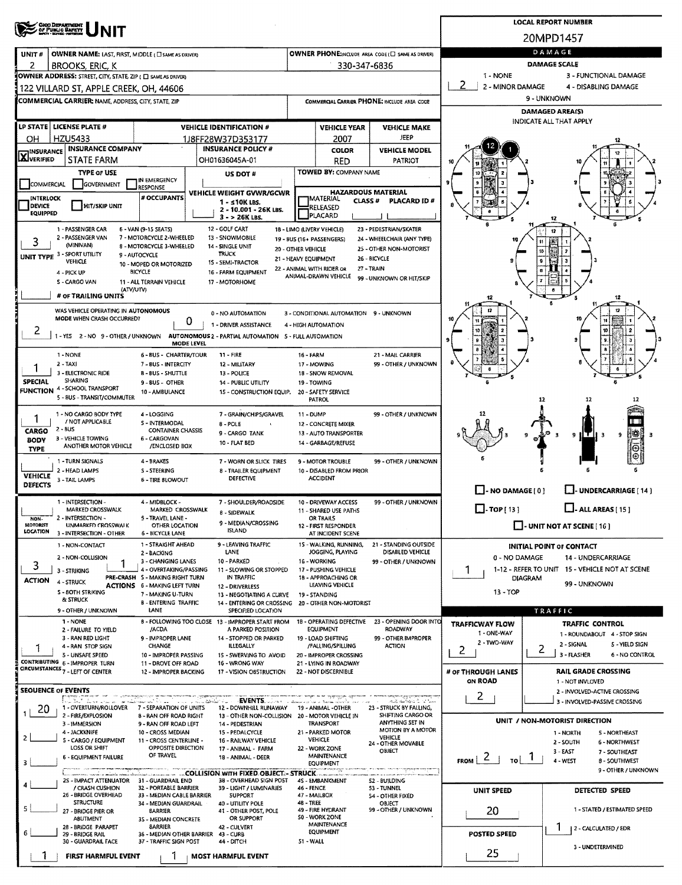# OHIO DEPARTMENT OF PUBLIC SAFETY UNIT

**LOCAL REPORT NUMBER:** 20MPD1457

| UNIT # | OWNER NAME: LAST, FIRST, MIDDLE | OWNER PHONE |
|---|---|---|
| 2 | BROOKS, ERIC, K | 330-347-6836 |

**OWNER ADDRESS:** 122 VILLARD ST, APPLE CREEK, OH, 44606

**COMMERCIAL CARRIER:** NAME, ADDRESS, CITY, STATE, ZIP

**COMMERCIAL CARRIER PHONE:**

| LP STATE | LICENSE PLATE # | VEHICLE IDENTIFICATION # | VEHICLE YEAR | VEHICLE MAKE |
|---|---|---|---|---|
| OH | HZU5433 | 1J8FF28W37D353177 | 2007 | JEEP |

| INSURANCE | INSURANCE COMPANY | INSURANCE POLICY # | COLOR | VEHICLE MODEL |
|---|---|---|---|---|
| X VERIFIED | STATE FARM | OH01636045A-01 | RED | PATRIOT |

**TYPE OF USE:** COMMERCIAL / GOVERNMENT / IN EMERGENCY RESPONSE

**US DOT #:**

**TOWED BY:** COMPANY NAME

**INTERLOCK DEVICE EQUIPPED / HIT/SKIP UNIT**

**# OCCUPANTS:**

**VEHICLE WEIGHT GVWR/GCWR:** 1 - ≤10K LBS. 2 - 10.001 - 26K LBS. 3 - > 26K LBS.

**HAZARDOUS MATERIAL:** MATERIAL RELEASED / PLACARD — CLASS # — PLACARD ID #

**UNIT TYPE:** 3

1 - PASSENGER CAR, 2 - PASSENGER VAN (MINIVAN), 3 - SPORT UTILITY VEHICLE, 4 - PICK UP, 5 - CARGO VAN, 6 - VAN (9-15 SEATS), 7 - MOTORCYCLE 2-WHEELED, 8 - MOTORCYCLE 3-WHEELED, 9 - AUTOCYCLE, 10 - MOPED OR MOTORIZED BICYCLE, 11 - ALL TERRAIN VEHICLE (ATV/UTV), 12 - GOLF CART, 13 - SNOWMOBILE, 14 - SINGLE UNIT TRUCK, 15 - SEMI-TRACTOR, 16 - FARM EQUIPMENT, 17 - MOTORHOME, 18 - LIMO (LIVERY VEHICLE), 19 - BUS (16+ PASSENGERS), 20 - OTHER VEHICLE, 21 - HEAVY EQUIPMENT, 22 - ANIMAL WITH RIDER OR ANIMAL-DRAWN VEHICLE, 23 - PEDESTRIAN/SKATER, 24 - WHEELCHAIR (ANY TYPE), 25 - OTHER NON-MOTORIST, 26 - BICYCLE, 27 - TRAIN, 99 - UNKNOWN OR HIT/SKIP

**# OF TRAILING UNITS:**

**WAS VEHICLE OPERATING IN AUTONOMOUS MODE WHEN CRASH OCCURRED?** 2 (1 - YES, 2 - NO, 9 - OTHER / UNKNOWN)

**AUTONOMOUS MODE LEVEL:** 0 (0 - NO AUTOMATION, 1 - DRIVER ASSISTANCE, 2 - PARTIAL AUTOMATION, 3 - CONDITIONAL AUTOMATION, 4 - HIGH AUTOMATION, 5 - FULL AUTOMATION, 9 - UNKNOWN)

**SPECIAL FUNCTION:** 1

1 - NONE, 2 - TAXI, 3 - ELECTRONIC RIDE SHARING, 4 - SCHOOL TRANSPORT, 5 - BUS - TRANSIT/COMMUTER, 6 - BUS - CHARTER/TOUR, 7 - BUS - INTERCITY, 8 - BUS - SHUTTLE, 9 - BUS - OTHER, 10 - AMBULANCE, 11 - FIRE, 12 - MILITARY, 13 - POLICE, 14 - PUBLIC UTILITY, 15 - CONSTRUCTION EQUIP., 16 - FARM, 17 - MOWING, 18 - SNOW REMOVAL, 19 - TOWING, 20 - SAFETY SERVICE PATROL, 21 - MAIL CARRIER, 99 - OTHER / UNKNOWN

**CARGO BODY TYPE:** 1

1 - NO CARGO BODY TYPE / NOT APPLICABLE, 2 - BUS, 3 - VEHICLE TOWING ANOTHER MOTOR VEHICLE, 4 - LOGGING, 5 - INTERMODAL CONTAINER CHASSIS, 6 - CARGOVAN /ENCLOSED BOX, 7 - GRAIN/CHIPS/GRAVEL, 8 - POLE, 9 - CARGO TANK, 10 - FLAT BED, 11 - DUMP, 12 - CONCRETE MIXER, 13 - AUTO TRANSPORTER, 14 - GARBAGE/REFUSE, 99 - OTHER / UNKNOWN

**VEHICLE DEFECTS:**

1 - TURN SIGNALS, 2 - HEAD LAMPS, 3 - TAIL LAMPS, 4 - BRAKES, 5 - STEERING, 6 - TIRE BLOWOUT, 7 - WORN OR SLICK TIRES, 8 - TRAILER EQUIPMENT DEFECTIVE, 9 - MOTOR TROUBLE, 10 - DISABLED FROM PRIOR ACCIDENT, 99 - OTHER / UNKNOWN

**NON-MOTORIST LOCATION:**

1 - INTERSECTION - MARKED CROSSWALK, 2 - INTERSECTION - UNMARKED CROSSWALK, 3 - INTERSECTION - OTHER, 4 - MIDBLOCK - MARKED CROSSWALK, 5 - TRAVEL LANE - OTHER LOCATION, 6 - BICYCLE LANE, 7 - SHOULDER/ROADSIDE, 8 - SIDEWALK, 9 - MEDIAN/CROSSING ISLAND, 10 - DRIVEWAY ACCESS, 11 - SHARED USE PATHS OR TRAILS, 12 - FIRST RESPONDER AT INCIDENT SCENE, 99 - OTHER / UNKNOWN

**ACTION:** 3

1 - NON-CONTACT, 2 - NON-COLLISION, 3 - STRIKING, 4 - STRUCK, 5 - BOTH STRIKING & STRUCK, 9 - OTHER / UNKNOWN

**PRE-CRASH ACTIONS:** 1

1 - STRAIGHT AHEAD, 2 - BACKING, 3 - CHANGING LANES, 4 - OVERTAKING/PASSING, 5 - MAKING RIGHT TURN, 6 - MAKING LEFT TURN, 7 - MAKING U-TURN, 8 - ENTERING TRAFFIC LANE, 9 - LEAVING TRAFFIC LANE, 10 - PARKED, 11 - SLOWING OR STOPPED IN TRAFFIC, 12 - DRIVERLESS, 13 - NEGOTIATING A CURVE, 14 - ENTERING OR CROSSING SPECIFIED LOCATION, 15 - WALKING, RUNNING, JOGGING, PLAYING, 16 - WORKING, 17 - PUSHING VEHICLE, 18 - APPROACHING OR LEAVING VEHICLE, 19 - STANDING, 20 - OTHER NON-MOTORIST, 21 - STANDING OUTSIDE DISABLED VEHICLE, 99 - OTHER / UNKNOWN

**CONTRIBUTING CIRCUMSTANCES:** 1

1 - NONE, 2 - FAILURE TO YIELD, 3 - RAN RED LIGHT, 4 - RAN STOP SIGN, 5 - UNSAFE SPEED, 6 - IMPROPER TURN, 7 - LEFT OF CENTER, 8 - FOLLOWING TOO CLOSE /ACDA, 9 - IMPROPER LANE CHANGE, 10 - IMPROPER PASSING, 11 - DROVE OFF ROAD, 12 - IMPROPER BACKING, 13 - IMPROPER START FROM A PARKED POSITION, 14 - STOPPED OR PARKED ILLEGALLY, 15 - SWERVING TO AVOID, 16 - WRONG WAY, 17 - VISION OBSTRUCTION, 18 - OPERATING DEFECTIVE EQUIPMENT, 19 - LOAD SHIFTING /FALLING/SPILLING, 20 - IMPROPER CROSSING, 21 - LYING IN ROADWAY, 22 - NOT DISCERNIBLE, 23 - OPENING DOOR INTO ROADWAY, 99 - OTHER IMPROPER ACTION

## SEQUENCE OF EVENTS

1: 20
2:
3:
4:
5:
6:

**EVENTS:** 1 - OVERTURN/ROLLOVER, 2 - FIRE/EXPLOSION, 3 - IMMERSION, 4 - JACKKNIFE, 5 - CARGO / EQUIPMENT LOSS OR SHIFT, 6 - EQUIPMENT FAILURE, 7 - SEPARATION OF UNITS, 8 - RAN OFF ROAD RIGHT, 9 - RAN OFF ROAD LEFT, 10 - CROSS MEDIAN, 11 - CROSS CENTERLINE - OPPOSITE DIRECTION OF TRAVEL, 12 - DOWNHILL RUNAWAY, 13 - OTHER NON-COLLISION, 14 - PEDESTRIAN, 15 - PEDALCYCLE, 16 - RAILWAY VEHICLE, 17 - ANIMAL - FARM, 18 - ANIMAL - DEER, 19 - ANIMAL -OTHER, 20 - MOTOR VEHICLE IN TRANSPORT, 21 - PARKED MOTOR VEHICLE, 22 - WORK ZONE MAINTENANCE EQUIPMENT, 23 - STRUCK BY FALLING, SHIFTING CARGO OR ANYTHING SET IN MOTION BY A MOTOR VEHICLE, 24 - OTHER MOVABLE OBJECT

**COLLISION WITH FIXED OBJECT - STRUCK:** 25 - IMPACT ATTENUATOR / CRASH CUSHION, 26 - BRIDGE OVERHEAD STRUCTURE, 27 - BRIDGE PIER OR ABUTMENT, 28 - BRIDGE PARAPET, 29 - BRIDGE RAIL, 30 - GUARDRAIL FACE, 31 - GUARDRAIL END, 32 - PORTABLE BARRIER, 33 - MEDIAN CABLE BARRIER, 34 - MEDIAN GUARDRAIL BARRIER, 35 - MEDIAN CONCRETE BARRIER, 36 - MEDIAN OTHER BARRIER, 37 - TRAFFIC SIGN POST, 38 - OVERHEAD SIGN POST, 39 - LIGHT / LUMINARIES SUPPORT, 40 - UTILITY POLE, 41 - OTHER POST, POLE OR SUPPORT, 42 - CULVERT, 43 - CURB, 44 - DITCH, 45 - EMBANKMENT, 46 - FENCE, 47 - MAILBOX, 48 - TREE, 49 - FIRE HYDRANT, 50 - WORK ZONE MAINTENANCE EQUIPMENT, 51 - WALL, 52 - BUILDING, 53 - TUNNEL, 54 - OTHER FIXED OBJECT, 99 - OTHER / UNKNOWN

**FIRST HARMFUL EVENT:** 1 **MOST HARMFUL EVENT:** 1

## DAMAGE

**DAMAGE SCALE:** 2 (1 - NONE, 2 - MINOR DAMAGE, 3 - FUNCTIONAL DAMAGE, 4 - DISABLING DAMAGE, 9 - UNKNOWN)

**DAMAGED AREA(S):** INDICATE ALL THAT APPLY — 12, 1

- NO DAMAGE [0]
- UNDERCARRIAGE [14]
- TOP [13]
- ALL AREAS [15]
- UNIT NOT AT SCENE [16]

**INITIAL POINT OF CONTACT:** 1

0 - NO DAMAGE, 1-12 - REFER TO UNIT DIAGRAM, 13 - TOP, 14 - UNDERCARRIAGE, 15 - VEHICLE NOT AT SCENE, 99 - UNKNOWN

## TRAFFIC

**TRAFFICWAY FLOW:** 2 (1 - ONE-WAY, 2 - TWO-WAY)

**TRAFFIC CONTROL:** 2 (1 - ROUNDABOUT, 2 - SIGNAL, 3 - FLASHER, 4 - STOP SIGN, 5 - YIELD SIGN, 6 - NO CONTROL)

**# OF THROUGH LANES ON ROAD:** 2

**RAIL GRADE CROSSING:** 1 - NOT INVOLVED, 2 - INVOLVED-ACTIVE CROSSING, 3 - INVOLVED-PASSIVE CROSSING

**UNIT / NON-MOTORIST DIRECTION:** FROM 2 TO 1

1 - NORTH, 2 - SOUTH, 3 - EAST, 4 - WEST, 5 - NORTHEAST, 6 - NORTHWEST, 7 - SOUTHEAST, 8 - SOUTHWEST, 9 - OTHER / UNKNOWN

**UNIT SPEED:** 20

**POSTED SPEED:** 25

**DETECTED SPEED:** 1 (1 - STATED / ESTIMATED SPEED, 2 - CALCULATED / EDR, 3 - UNDETERMINED)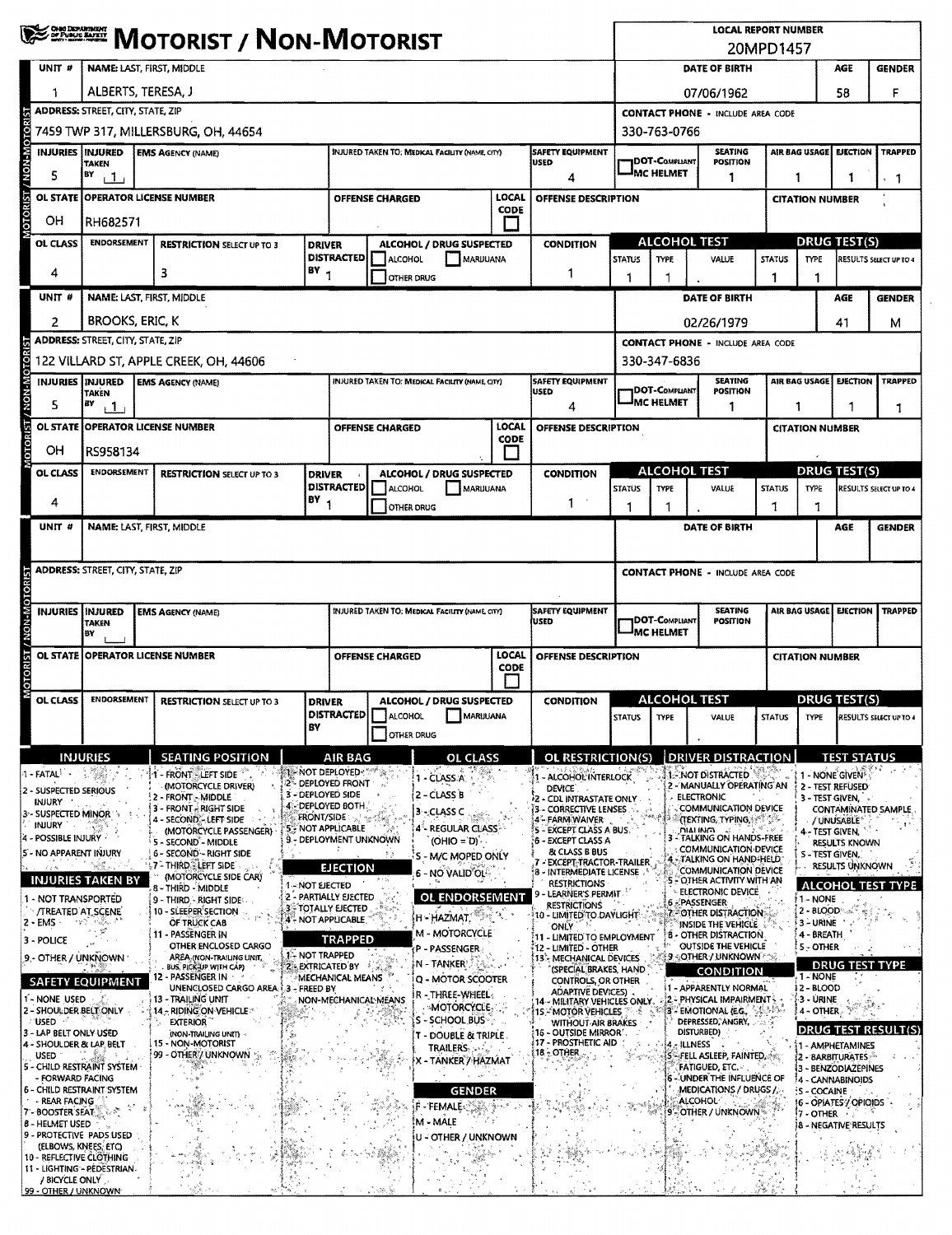# MOTORIST / NON-MOTORIST

**LOCAL REPORT NUMBER:** 20MPD1457

## Unit 1

| UNIT # | NAME: LAST, FIRST, MIDDLE | DATE OF BIRTH | AGE | GENDER |
|---|---|---|---|---|
| 1 | ALBERTS, TERESA, J | 07/06/1962 | 58 | F |

| ADDRESS: STREET, CITY, STATE, ZIP | CONTACT PHONE - INCLUDE AREA CODE |
|---|---|
| 7459 TWP 317, MILLERSBURG, OH, 44654 | 330-763-0766 |

| INJURIES | INJURED TAKEN BY | EMS AGENCY (NAME) | INJURED TAKEN TO: MEDICAL FACILITY (NAME, CITY) | SAFETY EQUIPMENT USED | DOT-COMPLIANT MC HELMET | SEATING POSITION | AIR BAG USAGE | EJECTION | TRAPPED |
|---|---|---|---|---|---|---|---|---|---|
| 5 | 1 | | | 4 | | 1 | 1 | 1 | 1 |

| OL STATE | OPERATOR LICENSE NUMBER | OFFENSE CHARGED | LOCAL CODE | OFFENSE DESCRIPTION | CITATION NUMBER |
|---|---|---|---|---|---|
| OH | RH682571 | | | | |

| OL CLASS | ENDORSEMENT | RESTRICTION SELECT UP TO 3 | DRIVER DISTRACTED BY | ALCOHOL / DRUG SUSPECTED | CONDITION | ALCOHOL TEST STATUS | ALCOHOL TEST TYPE | ALCOHOL TEST VALUE | DRUG TEST STATUS | DRUG TEST TYPE | DRUG TEST RESULTS SELECT UP TO 4 |
|---|---|---|---|---|---|---|---|---|---|---|---|
| 4 | | 3 | 1 | | 1 | 1 | 1 | . | 1 | 1 | |

## Unit 2

| UNIT # | NAME: LAST, FIRST, MIDDLE | DATE OF BIRTH | AGE | GENDER |
|---|---|---|---|---|
| 2 | BROOKS, ERIC, K | 02/26/1979 | 41 | M |

| ADDRESS: STREET, CITY, STATE, ZIP | CONTACT PHONE - INCLUDE AREA CODE |
|---|---|
| 122 VILLARD ST, APPLE CREEK, OH, 44606 | 330-347-6836 |

| INJURIES | INJURED TAKEN BY | EMS AGENCY (NAME) | INJURED TAKEN TO: MEDICAL FACILITY (NAME, CITY) | SAFETY EQUIPMENT USED | DOT-COMPLIANT MC HELMET | SEATING POSITION | AIR BAG USAGE | EJECTION | TRAPPED |
|---|---|---|---|---|---|---|---|---|---|
| 5 | 1 | | | 4 | | 1 | 1 | 1 | 1 |

| OL STATE | OPERATOR LICENSE NUMBER | OFFENSE CHARGED | LOCAL CODE | OFFENSE DESCRIPTION | CITATION NUMBER |
|---|---|---|---|---|---|
| OH | RS958134 | | | | |

| OL CLASS | ENDORSEMENT | RESTRICTION SELECT UP TO 3 | DRIVER DISTRACTED BY | ALCOHOL / DRUG SUSPECTED | CONDITION | ALCOHOL TEST STATUS | ALCOHOL TEST TYPE | ALCOHOL TEST VALUE | DRUG TEST STATUS | DRUG TEST TYPE | DRUG TEST RESULTS SELECT UP TO 4 |
|---|---|---|---|---|---|---|---|---|---|---|---|
| 4 | | | 1 | | 1 | 1 | 1 | . | 1 | 1 | |

## Unit (blank)

| UNIT # | NAME: LAST, FIRST, MIDDLE | DATE OF BIRTH | AGE | GENDER |
|---|---|---|---|---|
| | | | | |

## Codes

**INJURIES**
1 - FATAL
2 - SUSPECTED SERIOUS INJURY
3 - SUSPECTED MINOR INJURY
4 - POSSIBLE INJURY
5 - NO APPARENT INJURY

**INJURIES TAKEN BY**
1 - NOT TRANSPORTED /TREATED AT SCENE
2 - EMS
3 - POLICE
9 - OTHER / UNKNOWN

**SAFETY EQUIPMENT**
1 - NONE USED
2 - SHOULDER BELT ONLY USED
3 - LAP BELT ONLY USED
4 - SHOULDER & LAP BELT USED
5 - CHILD RESTRAINT SYSTEM - FORWARD FACING
6 - CHILD RESTRAINT SYSTEM - REAR FACING
7 - BOOSTER SEAT
8 - HELMET USED
9 - PROTECTIVE PADS USED (ELBOWS, KNEES, ETC)
10 - REFLECTIVE CLOTHING
11 - LIGHTING - PEDESTRIAN / BICYCLE ONLY
99 - OTHER / UNKNOWN

**SEATING POSITION**
1 - FRONT - LEFT SIDE (MOTORCYCLE DRIVER)
2 - FRONT - MIDDLE
3 - FRONT - RIGHT SIDE
4 - SECOND - LEFT SIDE (MOTORCYCLE PASSENGER)
5 - SECOND - MIDDLE
6 - SECOND - RIGHT SIDE
7 - THIRD - LEFT SIDE (MOTORCYCLE SIDE CAR)
8 - THIRD - MIDDLE
9 - THIRD - RIGHT SIDE
10 - SLEEPER SECTION OF TRUCK CAB
11 - PASSENGER IN OTHER ENCLOSED CARGO AREA (NON-TRAILING UNIT, BUS, PICK-UP WITH CAP)
12 - PASSENGER IN UNENCLOSED CARGO AREA
13 - TRAILING UNIT
14 - RIDING ON VEHICLE EXTERIOR (NON-TRAILING UNIT)
15 - NON-MOTORIST
99 - OTHER / UNKNOWN

**AIR BAG**
1 - NOT DEPLOYED
2 - DEPLOYED FRONT
3 - DEPLOYED SIDE
4 - DEPLOYED BOTH FRONT/SIDE
5 - NOT APPLICABLE
9 - DEPLOYMENT UNKNOWN

**EJECTION**
1 - NOT EJECTED
2 - PARTIALLY EJECTED
3 - TOTALLY EJECTED
4 - NOT APPLICABLE

**TRAPPED**
1 - NOT TRAPPED
2 - EXTRICATED BY MECHANICAL MEANS
3 - FREED BY NON-MECHANICAL MEANS

**OL CLASS**
1 - CLASS A
2 - CLASS B
3 - CLASS C
4 - REGULAR CLASS (OHIO = D)
5 - M/C MOPED ONLY
6 - NO VALID OL

**OL ENDORSEMENT**
H - HAZMAT
M - MOTORCYCLE
P - PASSENGER
N - TANKER
Q - MOTOR SCOOTER
R - THREE-WHEEL MOTORCYCLE
S - SCHOOL BUS
T - DOUBLE & TRIPLE TRAILERS
X - TANKER / HAZMAT

**GENDER**
F - FEMALE
M - MALE
U - OTHER / UNKNOWN

**OL RESTRICTION(S)**
1 - ALCOHOL INTERLOCK DEVICE
2 - CDL INTRASTATE ONLY
3 - CORRECTIVE LENSES
4 - FARM WAIVER
5 - EXCEPT CLASS A BUS
6 - EXCEPT CLASS A & CLASS B BUS
7 - EXCEPT TRACTOR-TRAILER
8 - INTERMEDIATE LICENSE RESTRICTIONS
9 - LEARNER'S PERMIT RESTRICTIONS
10 - LIMITED TO DAYLIGHT ONLY
11 - LIMITED TO EMPLOYMENT
12 - LIMITED - OTHER
13 - MECHANICAL DEVICES (SPECIAL BRAKES, HAND CONTROLS, OR OTHER ADAPTIVE DEVICES)
14 - MILITARY VEHICLES ONLY
15 - MOTOR VEHICLES WITHOUT AIR BRAKES
16 - OUTSIDE MIRROR
17 - PROSTHETIC AID
18 - OTHER

**DRIVER DISTRACTION**
1 - NOT DISTRACTED
2 - MANUALLY OPERATING AN ELECTRONIC COMMUNICATION DEVICE (TEXTING, TYPING, DIALING)
3 - TALKING ON HANDS-FREE COMMUNICATION DEVICE
4 - TALKING ON HAND-HELD COMMUNICATION DEVICE
5 - OTHER ACTIVITY WITH AN ELECTRONIC DEVICE
6 - PASSENGER
7 - OTHER DISTRACTION INSIDE THE VEHICLE
8 - OTHER DISTRACTION OUTSIDE THE VEHICLE
9 - OTHER / UNKNOWN

**CONDITION**
1 - APPARENTLY NORMAL
2 - PHYSICAL IMPAIRMENT
3 - EMOTIONAL (E.G., DEPRESSED, ANGRY, DISTURBED)
4 - ILLNESS
5 - FELL ASLEEP, FAINTED, FATIGUED, ETC.
6 - UNDER THE INFLUENCE OF MEDICATIONS / DRUGS / ALCOHOL
9 - OTHER / UNKNOWN

**TEST STATUS**
1 - NONE GIVEN
2 - TEST REFUSED
3 - TEST GIVEN, CONTAMINATED SAMPLE / UNUSABLE
4 - TEST GIVEN, RESULTS KNOWN
5 - TEST GIVEN, RESULTS UNKNOWN

**ALCOHOL TEST TYPE**
1 - NONE
2 - BLOOD
3 - URINE
4 - BREATH
5 - OTHER

**DRUG TEST TYPE**
1 - NONE
2 - BLOOD
3 - URINE
4 - OTHER

**DRUG TEST RESULT(S)**
1 - AMPHETAMINES
2 - BARBITURATES
3 - BENZODIAZEPINES
4 - CANNABINOIDS
5 - COCAINE
6 - OPIATES / OPIOIDS
7 - OTHER
8 - NEGATIVE RESULTS